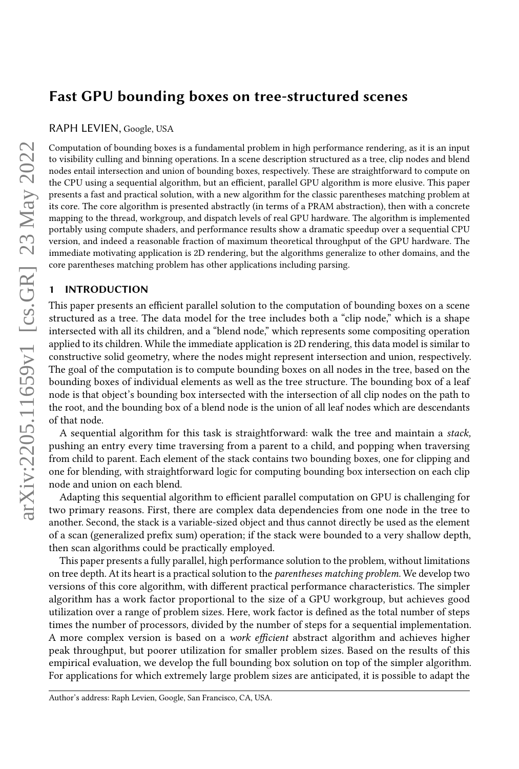# Fast GPU bounding boxes on tree-structured scenes

RAPH LEVIEN, Google, USA

Computation of bounding boxes is a fundamental problem in high performance rendering, as it is an input to visibility culling and binning operations. In a scene description structured as a tree, clip nodes and blend nodes entail intersection and union of bounding boxes, respectively. These are straightforward to compute on the CPU using a sequential algorithm, but an efficient, parallel GPU algorithm is more elusive. This paper presents a fast and practical solution, with a new algorithm for the classic parentheses matching problem at its core. The core algorithm is presented abstractly (in terms of a PRAM abstraction), then with a concrete mapping to the thread, workgroup, and dispatch levels of real GPU hardware. The algorithm is implemented portably using compute shaders, and performance results show a dramatic speedup over a sequential CPU version, and indeed a reasonable fraction of maximum theoretical throughput of the GPU hardware. The immediate motivating application is 2D rendering, but the algorithms generalize to other domains, and the core parentheses matching problem has other applications including parsing.

## 1 INTRODUCTION

This paper presents an efficient parallel solution to the computation of bounding boxes on a scene structured as a tree. The data model for the tree includes both a "clip node," which is a shape intersected with all its children, and a "blend node," which represents some compositing operation applied to its children. While the immediate application is 2D rendering, this data model is similar to constructive solid geometry, where the nodes might represent intersection and union, respectively. The goal of the computation is to compute bounding boxes on all nodes in the tree, based on the bounding boxes of individual elements as well as the tree structure. The bounding box of a leaf node is that object's bounding box intersected with the intersection of all clip nodes on the path to the root, and the bounding box of a blend node is the union of all leaf nodes which are descendants of that node.

A sequential algorithm for this task is straightforward: walk the tree and maintain a *stack*, pushing an entry every time traversing from a parent to a child, and popping when traversing from child to parent. Each element of the stack contains two bounding boxes, one for clipping and one for blending, with straightforward logic for computing bounding box intersection on each clip node and union on each blend.

Adapting this sequential algorithm to efficient parallel computation on GPU is challenging for two primary reasons. First, there are complex data dependencies from one node in the tree to another. Second, the stack is a variable-sized object and thus cannot directly be used as the element of a scan (generalized prefix sum) operation; if the stack were bounded to a very shallow depth, then scan algorithms could be practically employed.

This paper presents a fully parallel, high performance solution to the problem, without limitations on tree depth. At its heart is a practical solution to the *parentheses matching problem.* We develop two versions of this core algorithm, with different practical performance characteristics. The simpler algorithm has a work factor proportional to the size of a GPU workgroup, but achieves good utilization over a range of problem sizes. Here, work factor is defined as the total number of steps times the number of processors, divided by the number of steps for a sequential implementation. A more complex version is based on a *work efficient* abstract algorithm and achieves higher peak throughput, but poorer utilization for smaller problem sizes. Based on the results of this empirical evaluation, we develop the full bounding box solution on top of the simpler algorithm. For applications for which extremely large problem sizes are anticipated, it is possible to adapt the

Author's address: Raph Levien, Google, San Francisco, CA, USA.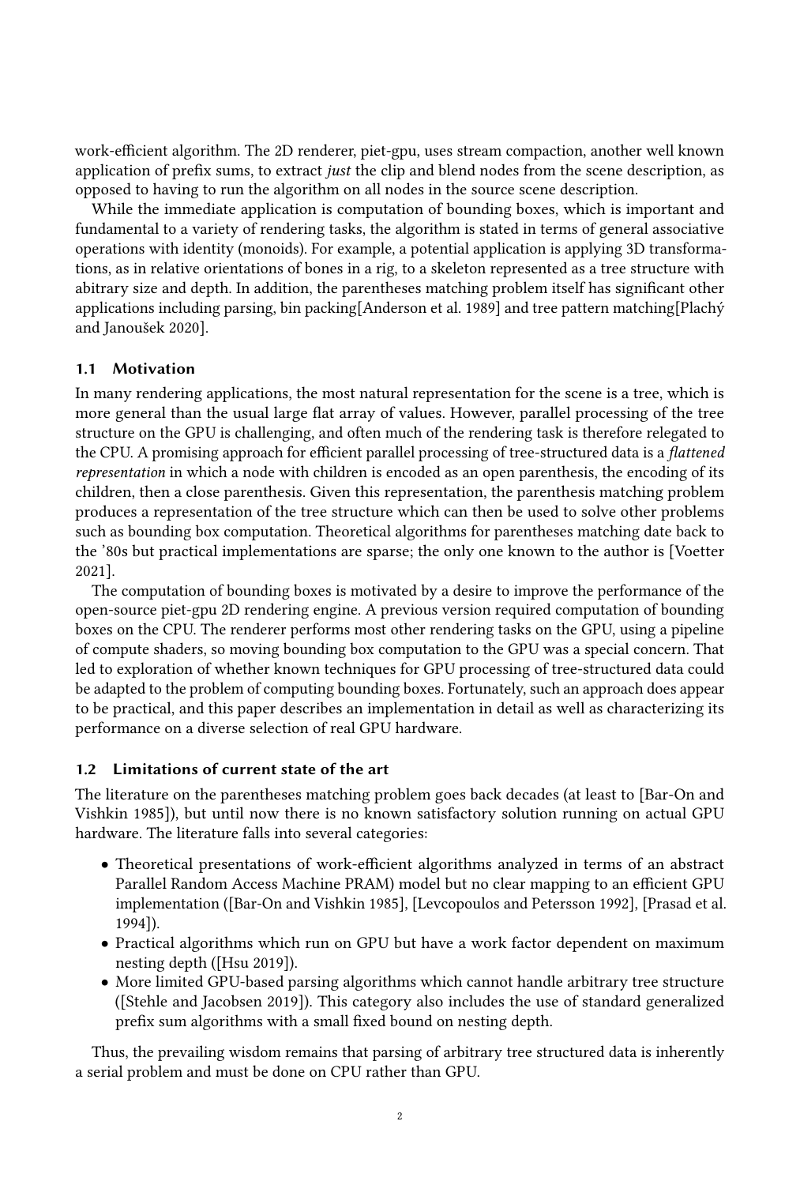work-efficient algorithm. The 2D renderer, piet-gpu, uses stream compaction, another well known application of prefix sums, to extract *just* the clip and blend nodes from the scene description, as opposed to having to run the algorithm on all nodes in the source scene description.

While the immediate application is computation of bounding boxes, which is important and fundamental to a variety of rendering tasks, the algorithm is stated in terms of general associative operations with identity (monoids). For example, a potential application is applying 3D transformations, as in relative orientations of bones in a rig, to a skeleton represented as a tree structure with abitrary size and depth. In addition, the parentheses matching problem itself has significant other applications including parsing, bin packing[Anderson et al. 1989] and tree pattern matching[Plachý and Janoušek 2020].

### 1.1 Motivation

In many rendering applications, the most natural representation for the scene is a tree, which is more general than the usual large flat array of values. However, parallel processing of the tree structure on the GPU is challenging, and often much of the rendering task is therefore relegated to the CPU. A promising approach for efficient parallel processing of tree-structured data is a *flattened representation* in which a node with children is encoded as an open parenthesis, the encoding of its children, then a close parenthesis. Given this representation, the parenthesis matching problem produces a representation of the tree structure which can then be used to solve other problems such as bounding box computation. Theoretical algorithms for parentheses matching date back to the '80s but practical implementations are sparse; the only one known to the author is [Voetter 2021].

The computation of bounding boxes is motivated by a desire to improve the performance of the open-source piet-gpu 2D rendering engine. A previous version required computation of bounding boxes on the CPU. The renderer performs most other rendering tasks on the GPU, using a pipeline of compute shaders, so moving bounding box computation to the GPU was a special concern. That led to exploration of whether known techniques for GPU processing of tree-structured data could be adapted to the problem of computing bounding boxes. Fortunately, such an approach does appear to be practical, and this paper describes an implementation in detail as well as characterizing its performance on a diverse selection of real GPU hardware.

### 1.2 Limitations of current state of the art

The literature on the parentheses matching problem goes back decades (at least to [Bar-On and Vishkin 1985]), but until now there is no known satisfactory solution running on actual GPU hardware. The literature falls into several categories:

- Theoretical presentations of work-efficient algorithms analyzed in terms of an abstract Parallel Random Access Machine PRAM) model but no clear mapping to an efficient GPU implementation ([Bar-On and Vishkin 1985], [Levcopoulos and Petersson 1992], [Prasad et al. 1994]).
- Practical algorithms which run on GPU but have a work factor dependent on maximum nesting depth ([Hsu 2019]).
- More limited GPU-based parsing algorithms which cannot handle arbitrary tree structure ([Stehle and Jacobsen 2019]). This category also includes the use of standard generalized prefix sum algorithms with a small fixed bound on nesting depth.

Thus, the prevailing wisdom remains that parsing of arbitrary tree structured data is inherently a serial problem and must be done on CPU rather than GPU.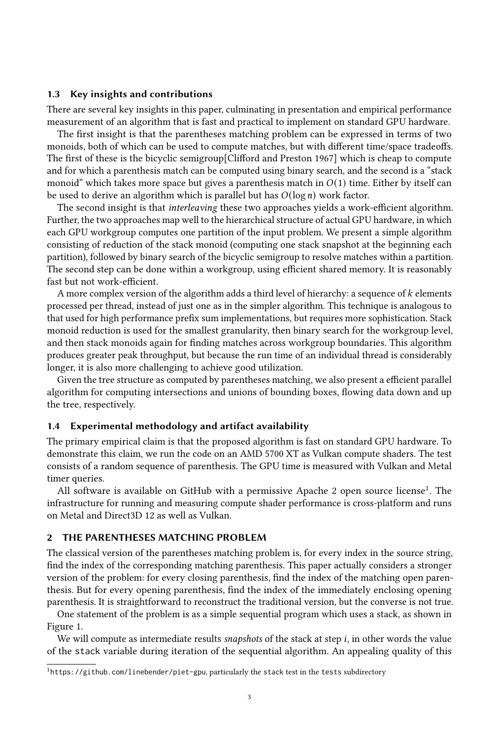### 1.3 Key insights and contributions

There are several key insights in this paper, culminating in presentation and empirical performance measurement of an algorithm that is fast and practical to implement on standard GPU hardware.

The first insight is that the parentheses matching problem can be expressed in terms of two monoids, both of which can be used to compute matches, but with different time/space tradeoffs. The first of these is the bicyclic semigroup[Clifford and Preston 1967] which is cheap to compute and for which a parenthesis match can be computed using binary search, and the second is a "stack monoid" which takes more space but gives a parenthesis match in $O(1)$ time. Either by itself can be used to derive an algorithm which is parallel but has $O(\log n)$ work factor.

The second insight is that *interleaving* these two approaches yields a work-efficient algorithm. Further, the two approaches map well to the hierarchical structure of actual GPU hardware, in which each GPU workgroup computes one partition of the input problem. We present a simple algorithm consisting of reduction of the stack monoid (computing one stack snapshot at the beginning each partition), followed by binary search of the bicyclic semigroup to resolve matches within a partition. The second step can be done within a workgroup, using efficient shared memory. It is reasonably fast but not work-efficient.

A more complex version of the algorithm adds a third level of hierarchy: a sequence of $k$ elements processed per thread, instead of just one as in the simpler algorithm. This technique is analogous to that used for high performance prefix sum implementations, but requires more sophistication. Stack monoid reduction is used for the smallest granularity, then binary search for the workgroup level, and then stack monoids again for finding matches across workgroup boundaries. This algorithm produces greater peak throughput, but because the run time of an individual thread is considerably longer, it is also more challenging to achieve good utilization.

Given the tree structure as computed by parentheses matching, we also present a efficient parallel algorithm for computing intersections and unions of bounding boxes, flowing data down and up the tree, respectively.

### 1.4 Experimental methodology and artifact availability

The primary empirical claim is that the proposed algorithm is fast on standard GPU hardware. To demonstrate this claim, we run the code on an AMD 5700 XT as Vulkan compute shaders. The test consists of a random sequence of parenthesis. The GPU time is measured with Vulkan and Metal timer queries.

All software is available on GitHub with a permissive Apache 2 open source license[1]. The infrastructure for running and measuring compute shader performance is cross-platform and runs on Metal and Direct3D 12 as well as Vulkan.

## 2 THE PARENTHESES MATCHING PROBLEM

The classical version of the parentheses matching problem is, for every index in the source string, find the index of the corresponding matching parenthesis. This paper actually considers a stronger version of the problem: for every closing parenthesis, find the index of the matching open parenthesis. But for every opening parenthesis, find the index of the immediately enclosing opening parenthesis. It is straightforward to reconstruct the traditional version, but the converse is not true.

One statement of the problem is as a simple sequential program which uses a stack, as shown in Figure 1.

We will compute as intermediate results *snapshots* of the stack at step $i$, in other words the value of the `stack` variable during iteration of the sequential algorithm. An appealing quality of this

[1] `https://github.com/linebender/piet-gpu`, particularly the `stack` test in the `tests` subdirectory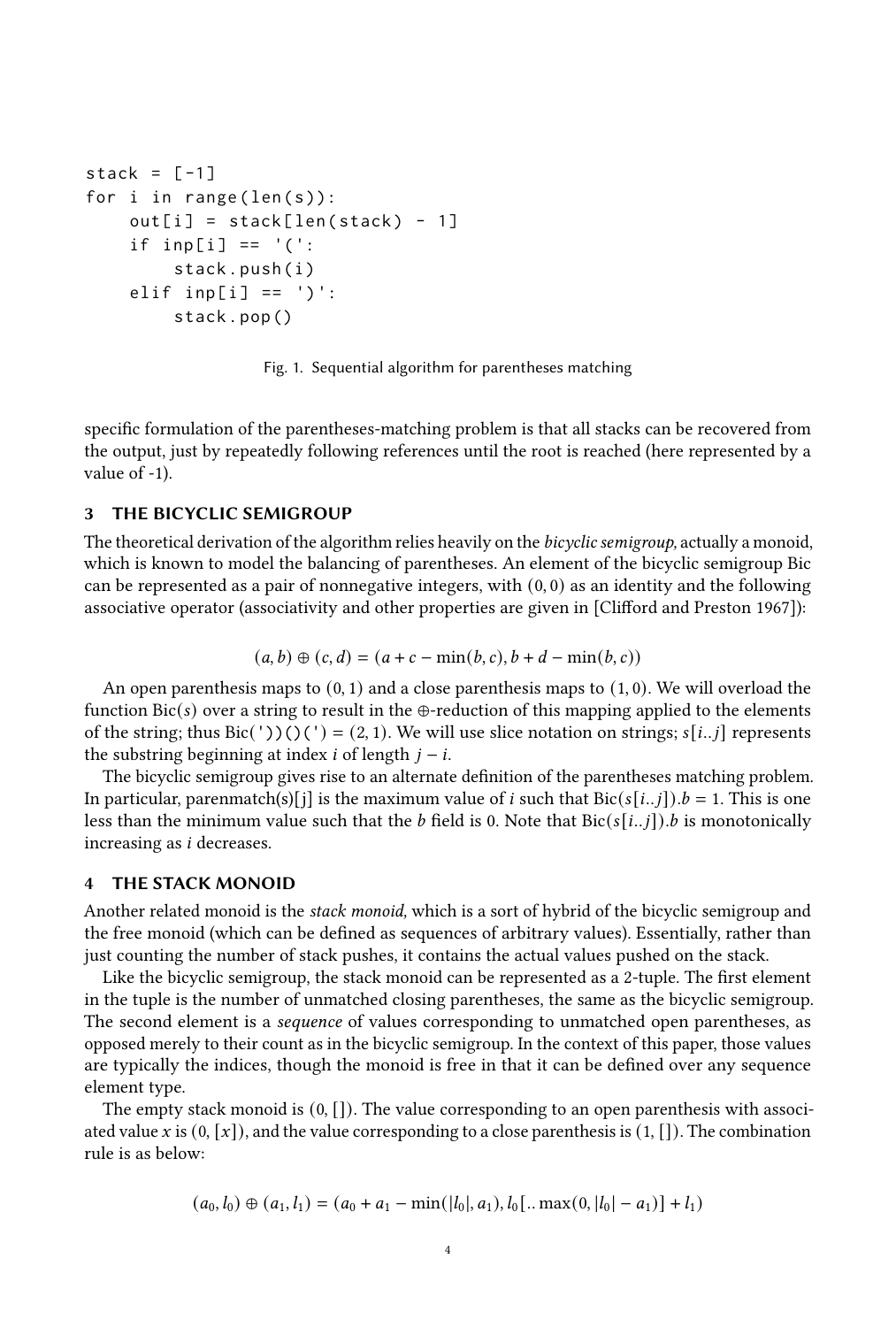```
stack = [-1]
for i in range(len(s)):
    out[i] = stack[len(stack) - 1]
    if inp[i] == '(':
        stack.push(i)
    elif inp[i] == ')':
        stack.pop()
```

Fig. 1. Sequential algorithm for parentheses matching

specific formulation of the parentheses-matching problem is that all stacks can be recovered from the output, just by repeatedly following references until the root is reached (here represented by a value of -1).

## 3 THE BICYCLIC SEMIGROUP

The theoretical derivation of the algorithm relies heavily on the *bicyclic semigroup,* actually a monoid, which is known to model the balancing of parentheses. An element of the bicyclic semigroup Bic can be represented as a pair of nonnegative integers, with $(0, 0)$ as an identity and the following associative operator (associativity and other properties are given in [Clifford and Preston 1967]):

$$(a, b) \oplus (c, d) = (a + c - \min(b, c), b + d - \min(b, c))$$

An open parenthesis maps to $(0, 1)$ and a close parenthesis maps to $(1, 0)$. We will overload the function $\text{Bic}(s)$ over a string to result in the $\oplus$-reduction of this mapping applied to the elements of the string; thus $\text{Bic}(\texttt{'))()('}) = (2, 1)$. We will use slice notation on strings; $s[i..j]$ represents the substring beginning at index $i$ of length $j - i$.

The bicyclic semigroup gives rise to an alternate definition of the parentheses matching problem. In particular, parenmatch(s)[j] is the maximum value of $i$ such that $\text{Bic}(s[i..j]).b = 1$. This is one less than the minimum value such that the $b$ field is 0. Note that $\text{Bic}(s[i..j]).b$ is monotonically increasing as $i$ decreases.

## 4 THE STACK MONOID

Another related monoid is the *stack monoid,* which is a sort of hybrid of the bicyclic semigroup and the free monoid (which can be defined as sequences of arbitrary values). Essentially, rather than just counting the number of stack pushes, it contains the actual values pushed on the stack.

Like the bicyclic semigroup, the stack monoid can be represented as a 2-tuple. The first element in the tuple is the number of unmatched closing parentheses, the same as the bicyclic semigroup. The second element is a *sequence* of values corresponding to unmatched open parentheses, as opposed merely to their count as in the bicyclic semigroup. In the context of this paper, those values are typically the indices, though the monoid is free in that it can be defined over any sequence element type.

The empty stack monoid is $(0, [])$. The value corresponding to an open parenthesis with associated value $x$ is $(0, [x])$, and the value corresponding to a close parenthesis is $(1, [])$. The combination rule is as below:

$$(a_0, l_0) \oplus (a_1, l_1) = (a_0 + a_1 - \min(|l_0|, a_1), l_0[..\max(0, |l_0| - a_1)] + l_1)$$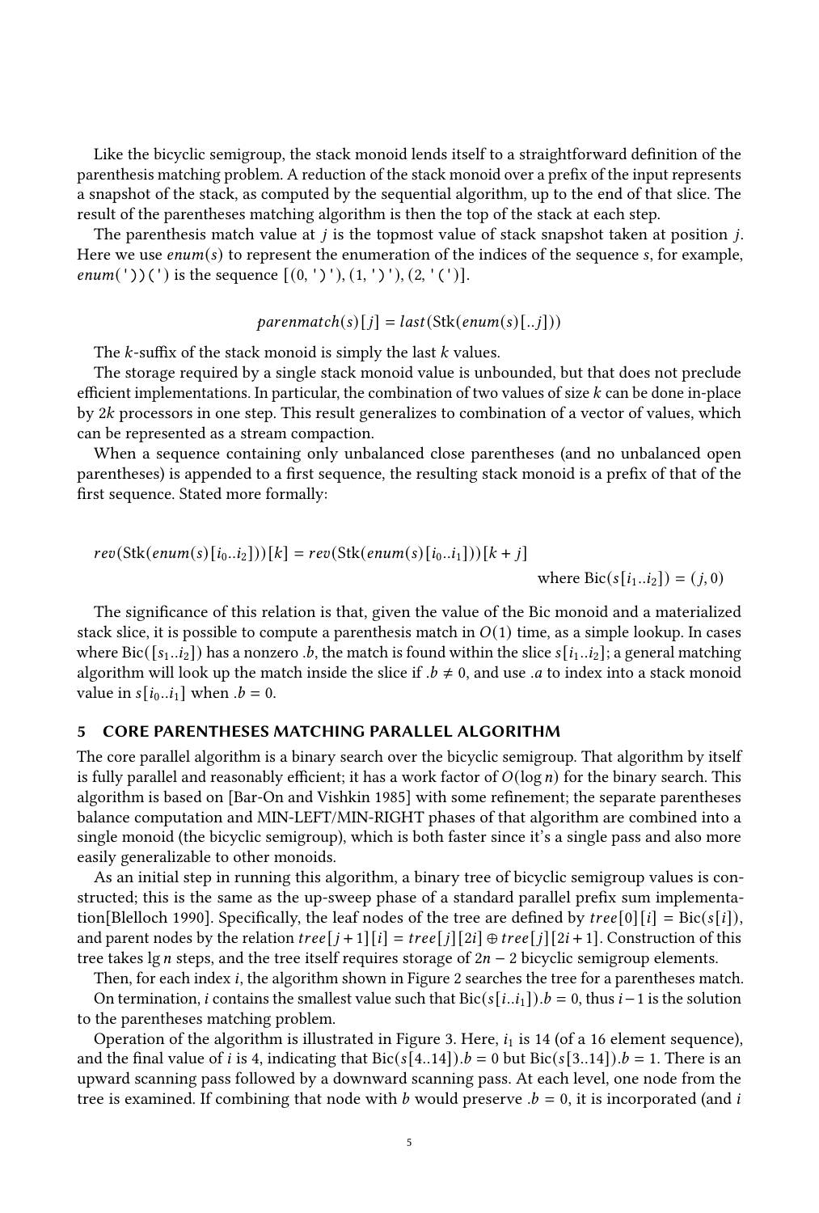Like the bicyclic semigroup, the stack monoid lends itself to a straightforward definition of the parenthesis matching problem. A reduction of the stack monoid over a prefix of the input represents a snapshot of the stack, as computed by the sequential algorithm, up to the end of that slice. The result of the parentheses matching algorithm is then the top of the stack at each step.

The parenthesis match value at $j$ is the topmost value of stack snapshot taken at position $j$. Here we use $enum(s)$ to represent the enumeration of the indices of the sequence $s$, for example, $enum($'))('$)$ is the sequence $[(0, \texttt{')'}), (1, \texttt{')'}), (2, \texttt{'('})]$.

$$parenmatch(s)[j] = last(\mathrm{Stk}(enum(s)[..j]))$$

The $k$-suffix of the stack monoid is simply the last $k$ values.

The storage required by a single stack monoid value is unbounded, but that does not preclude efficient implementations. In particular, the combination of two values of size $k$ can be done in-place by $2k$ processors in one step. This result generalizes to combination of a vector of values, which can be represented as a stream compaction.

When a sequence containing only unbalanced close parentheses (and no unbalanced open parentheses) is appended to a first sequence, the resulting stack monoid is a prefix of that of the first sequence. Stated more formally:

$$rev(\mathrm{Stk}(enum(s)[i_0..i_2]))[k] = rev(\mathrm{Stk}(enum(s)[i_0..i_1]))[k+j]$$
$$\text{where } \mathrm{Bic}(s[i_1..i_2]) = (j, 0)$$

The significance of this relation is that, given the value of the Bic monoid and a materialized stack slice, it is possible to compute a parenthesis match in $O(1)$ time, as a simple lookup. In cases where $\mathrm{Bic}([s_1..i_2])$ has a nonzero $.b$, the match is found within the slice $s[i_1..i_2]$; a general matching algorithm will look up the match inside the slice if $.b \neq 0$, and use $.a$ to index into a stack monoid value in $s[i_0..i_1]$ when $.b = 0$.

## 5 CORE PARENTHESES MATCHING PARALLEL ALGORITHM

The core parallel algorithm is a binary search over the bicyclic semigroup. That algorithm by itself is fully parallel and reasonably efficient; it has a work factor of $O(\log n)$ for the binary search. This algorithm is based on [Bar-On and Vishkin 1985] with some refinement; the separate parentheses balance computation and MIN-LEFT/MIN-RIGHT phases of that algorithm are combined into a single monoid (the bicyclic semigroup), which is both faster since it's a single pass and also more easily generalizable to other monoids.

As an initial step in running this algorithm, a binary tree of bicyclic semigroup values is constructed; this is the same as the up-sweep phase of a standard parallel prefix sum implementation[Blelloch 1990]. Specifically, the leaf nodes of the tree are defined by $tree[0][i] = \mathrm{Bic}(s[i])$, and parent nodes by the relation $tree[j+1][i] = tree[j][2i] \oplus tree[j][2i+1]$. Construction of this tree takes $\lg n$ steps, and the tree itself requires storage of $2n - 2$ bicyclic semigroup elements.

Then, for each index $i$, the algorithm shown in Figure 2 searches the tree for a parentheses match.

On termination, $i$ contains the smallest value such that $\mathrm{Bic}(s[i..i_1]).b = 0$, thus $i-1$ is the solution to the parentheses matching problem.

Operation of the algorithm is illustrated in Figure 3. Here, $i_1$ is 14 (of a 16 element sequence), and the final value of $i$ is 4, indicating that $\mathrm{Bic}(s[4..14]).b = 0$ but $\mathrm{Bic}(s[3..14]).b = 1$. There is an upward scanning pass followed by a downward scanning pass. At each level, one node from the tree is examined. If combining that node with $b$ would preserve $.b = 0$, it is incorporated (and $i$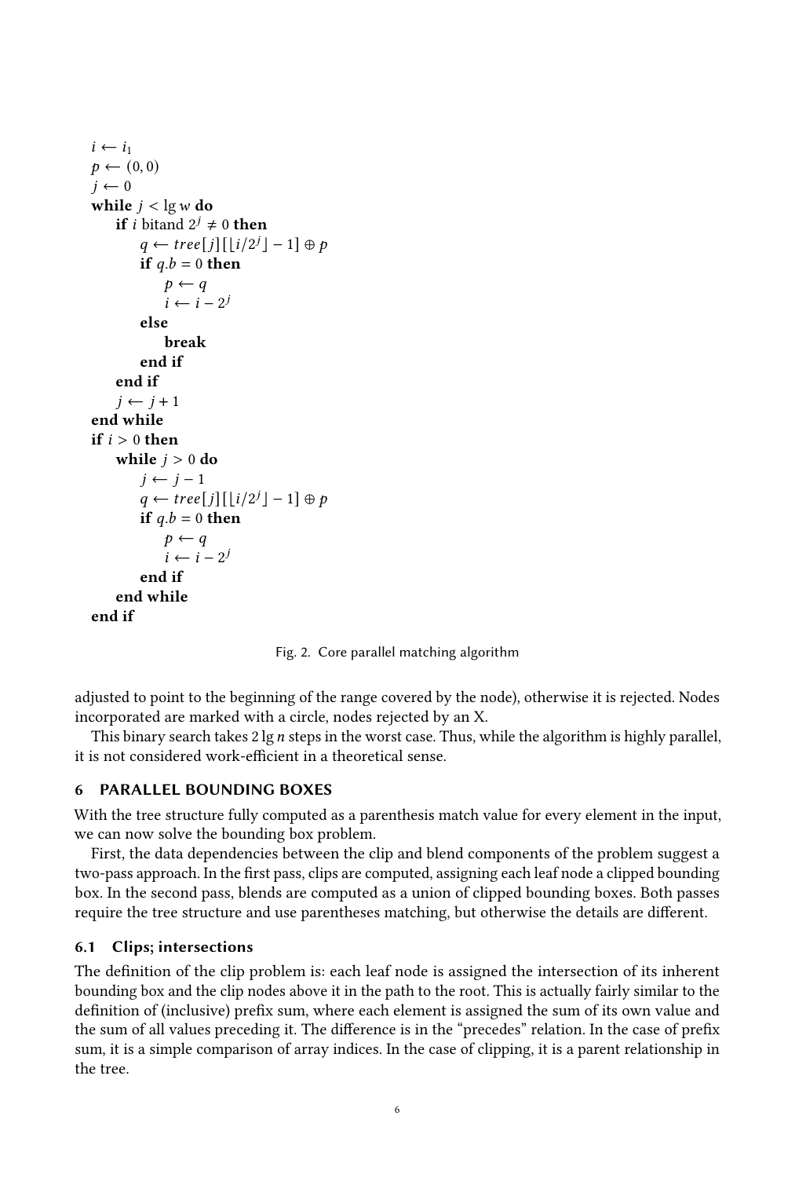```
i ← i_1
p ← (0, 0)
j ← 0
while j < lg w do
    if i bitand 2^j ≠ 0 then
        q ← tree[j][⌊i/2^j⌋ − 1] ⊕ p
        if q.b = 0 then
            p ← q
            i ← i − 2^j
        else
            break
        end if
    end if
    j ← j + 1
end while
if i > 0 then
    while j > 0 do
        j ← j − 1
        q ← tree[j][⌊i/2^j⌋ − 1] ⊕ p
        if q.b = 0 then
            p ← q
            i ← i − 2^j
        end if
    end while
end if
```

Fig. 2. Core parallel matching algorithm

adjusted to point to the beginning of the range covered by the node), otherwise it is rejected. Nodes incorporated are marked with a circle, nodes rejected by an X.

This binary search takes $2 \lg n$ steps in the worst case. Thus, while the algorithm is highly parallel, it is not considered work-efficient in a theoretical sense.

## 6 PARALLEL BOUNDING BOXES

With the tree structure fully computed as a parenthesis match value for every element in the input, we can now solve the bounding box problem.

First, the data dependencies between the clip and blend components of the problem suggest a two-pass approach. In the first pass, clips are computed, assigning each leaf node a clipped bounding box. In the second pass, blends are computed as a union of clipped bounding boxes. Both passes require the tree structure and use parentheses matching, but otherwise the details are different.

### 6.1 Clips; intersections

The definition of the clip problem is: each leaf node is assigned the intersection of its inherent bounding box and the clip nodes above it in the path to the root. This is actually fairly similar to the definition of (inclusive) prefix sum, where each element is assigned the sum of its own value and the sum of all values preceding it. The difference is in the "precedes" relation. In the case of prefix sum, it is a simple comparison of array indices. In the case of clipping, it is a parent relationship in the tree.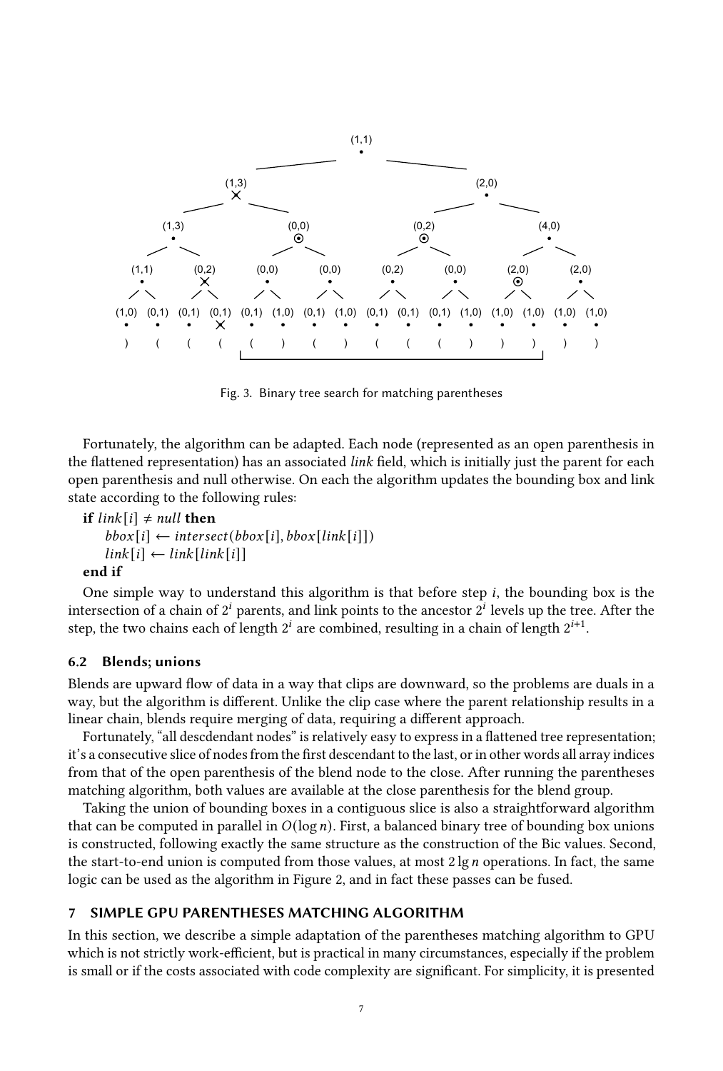Fig. 3. Binary tree search for matching parentheses

Fortunately, the algorithm can be adapted. Each node (represented as an open parenthesis in the flattened representation) has an associated *link* field, which is initially just the parent for each open parenthesis and null otherwise. On each the algorithm updates the bounding box and link state according to the following rules:

**if** $link[i] \neq null$ **then**
  $bbox[i] \leftarrow intersect(bbox[i], bbox[link[i]])$
  $link[i] \leftarrow link[link[i]]$
**end if**

One simple way to understand this algorithm is that before step $i$, the bounding box is the intersection of a chain of $2^i$ parents, and link points to the ancestor $2^i$ levels up the tree. After the step, the two chains each of length $2^i$ are combined, resulting in a chain of length $2^{i+1}$.

### 6.2 Blends; unions

Blends are upward flow of data in a way that clips are downward, so the problems are duals in a way, but the algorithm is different. Unlike the clip case where the parent relationship results in a linear chain, blends require merging of data, requiring a different approach.

Fortunately, "all descdendant nodes" is relatively easy to express in a flattened tree representation; it's a consecutive slice of nodes from the first descendant to the last, or in other words all array indices from that of the open parenthesis of the blend node to the close. After running the parentheses matching algorithm, both values are available at the close parenthesis for the blend group.

Taking the union of bounding boxes in a contiguous slice is also a straightforward algorithm that can be computed in parallel in $O(\log n)$. First, a balanced binary tree of bounding box unions is constructed, following exactly the same structure as the construction of the Bic values. Second, the start-to-end union is computed from those values, at most $2 \lg n$ operations. In fact, the same logic can be used as the algorithm in Figure 2, and in fact these passes can be fused.

## 7 SIMPLE GPU PARENTHESES MATCHING ALGORITHM

In this section, we describe a simple adaptation of the parentheses matching algorithm to GPU which is not strictly work-efficient, but is practical in many circumstances, especially if the problem is small or if the costs associated with code complexity are significant. For simplicity, it is presented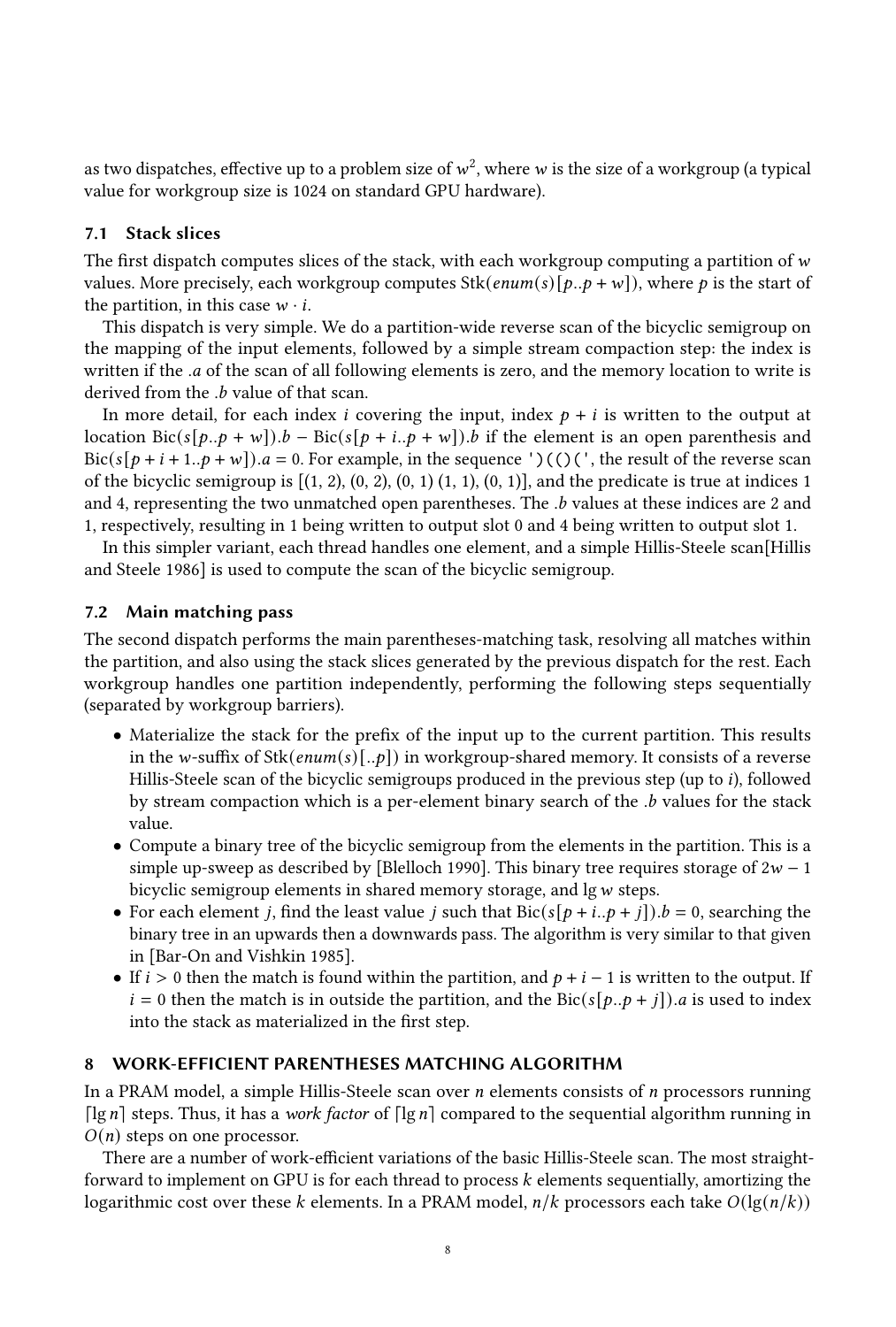as two dispatches, effective up to a problem size of $w^2$, where $w$ is the size of a workgroup (a typical value for workgroup size is 1024 on standard GPU hardware).

### 7.1 Stack slices

The first dispatch computes slices of the stack, with each workgroup computing a partition of $w$ values. More precisely, each workgroup computes $\mathrm{Stk}(enum(s)[p..p+w])$, where $p$ is the start of the partition, in this case $w \cdot i$.

This dispatch is very simple. We do a partition-wide reverse scan of the bicyclic semigroup on the mapping of the input elements, followed by a simple stream compaction step: the index is written if the $.a$ of the scan of all following elements is zero, and the memory location to write is derived from the $.b$ value of that scan.

In more detail, for each index $i$ covering the input, index $p+i$ is written to the output at location $\mathrm{Bic}(s[p..p+w]).b - \mathrm{Bic}(s[p+i..p+w]).b$ if the element is an open parenthesis and $\mathrm{Bic}(s[p+i+1..p+w]).a = 0$. For example, in the sequence `')(()('`, the result of the reverse scan of the bicyclic semigroup is [(1, 2), (0, 2), (0, 1) (1, 1), (0, 1)], and the predicate is true at indices 1 and 4, representing the two unmatched open parentheses. The $.b$ values at these indices are 2 and 1, respectively, resulting in 1 being written to output slot 0 and 4 being written to output slot 1.

In this simpler variant, each thread handles one element, and a simple Hillis-Steele scan[Hillis and Steele 1986] is used to compute the scan of the bicyclic semigroup.

### 7.2 Main matching pass

The second dispatch performs the main parentheses-matching task, resolving all matches within the partition, and also using the stack slices generated by the previous dispatch for the rest. Each workgroup handles one partition independently, performing the following steps sequentially (separated by workgroup barriers).

- Materialize the stack for the prefix of the input up to the current partition. This results in the $w$-suffix of $\mathrm{Stk}(enum(s)[..p])$ in workgroup-shared memory. It consists of a reverse Hillis-Steele scan of the bicyclic semigroups produced in the previous step (up to $i$), followed by stream compaction which is a per-element binary search of the $.b$ values for the stack value.
- Compute a binary tree of the bicyclic semigroup from the elements in the partition. This is a simple up-sweep as described by [Blelloch 1990]. This binary tree requires storage of $2w-1$ bicyclic semigroup elements in shared memory storage, and $\lg w$ steps.
- For each element $j$, find the least value $j$ such that $\mathrm{Bic}(s[p+i..p+j]).b = 0$, searching the binary tree in an upwards then a downwards pass. The algorithm is very similar to that given in [Bar-On and Vishkin 1985].
- If $i > 0$ then the match is found within the partition, and $p+i-1$ is written to the output. If $i = 0$ then the match is in outside the partition, and the $\mathrm{Bic}(s[p..p+j]).a$ is used to index into the stack as materialized in the first step.

## 8 WORK-EFFICIENT PARENTHESES MATCHING ALGORITHM

In a PRAM model, a simple Hillis-Steele scan over $n$ elements consists of $n$ processors running $\lceil \lg n \rceil$ steps. Thus, it has a *work factor* of $\lceil \lg n \rceil$ compared to the sequential algorithm running in $O(n)$ steps on one processor.

There are a number of work-efficient variations of the basic Hillis-Steele scan. The most straightforward to implement on GPU is for each thread to process $k$ elements sequentially, amortizing the logarithmic cost over these $k$ elements. In a PRAM model, $n/k$ processors each take $O(\lg(n/k))$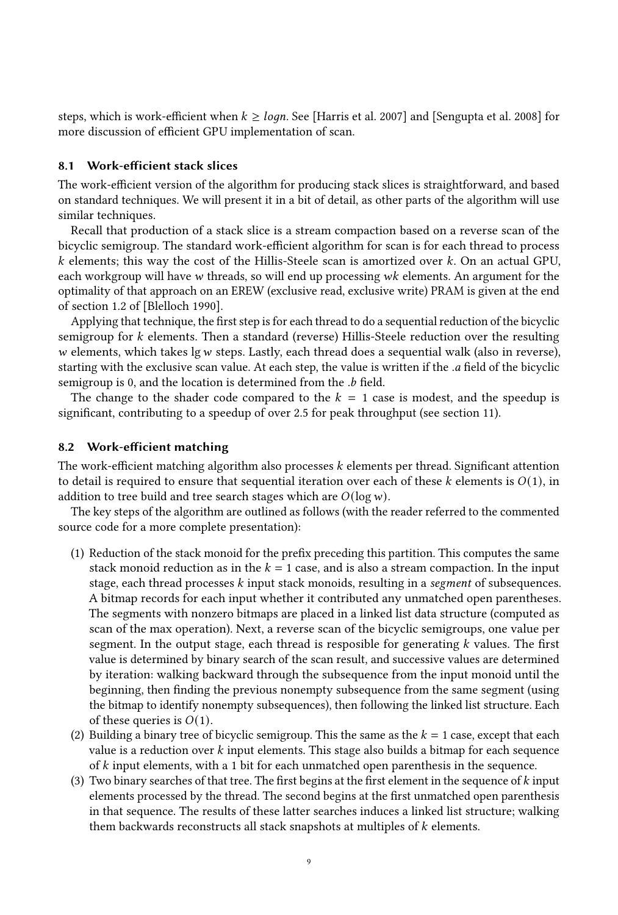steps, which is work-efficient when $k \geq logn$. See [Harris et al. 2007] and [Sengupta et al. 2008] for more discussion of efficient GPU implementation of scan.

## 8.1 Work-efficient stack slices

The work-efficient version of the algorithm for producing stack slices is straightforward, and based on standard techniques. We will present it in a bit of detail, as other parts of the algorithm will use similar techniques.

Recall that production of a stack slice is a stream compaction based on a reverse scan of the bicyclic semigroup. The standard work-efficient algorithm for scan is for each thread to process $k$ elements; this way the cost of the Hillis-Steele scan is amortized over $k$. On an actual GPU, each workgroup will have $w$ threads, so will end up processing $wk$ elements. An argument for the optimality of that approach on an EREW (exclusive read, exclusive write) PRAM is given at the end of section 1.2 of [Blelloch 1990].

Applying that technique, the first step is for each thread to do a sequential reduction of the bicyclic semigroup for $k$ elements. Then a standard (reverse) Hillis-Steele reduction over the resulting $w$ elements, which takes $\lg w$ steps. Lastly, each thread does a sequential walk (also in reverse), starting with the exclusive scan value. At each step, the value is written if the *.a* field of the bicyclic semigroup is 0, and the location is determined from the *.b* field.

The change to the shader code compared to the $k = 1$ case is modest, and the speedup is significant, contributing to a speedup of over 2.5 for peak throughput (see section 11).

## 8.2 Work-efficient matching

The work-efficient matching algorithm also processes $k$ elements per thread. Significant attention to detail is required to ensure that sequential iteration over each of these $k$ elements is $O(1)$, in addition to tree build and tree search stages which are $O(\log w)$.

The key steps of the algorithm are outlined as follows (with the reader referred to the commented source code for a more complete presentation):

1. Reduction of the stack monoid for the prefix preceding this partition. This computes the same stack monoid reduction as in the $k = 1$ case, and is also a stream compaction. In the input stage, each thread processes $k$ input stack monoids, resulting in a *segment* of subsequences. A bitmap records for each input whether it contributed any unmatched open parentheses. The segments with nonzero bitmaps are placed in a linked list data structure (computed as scan of the max operation). Next, a reverse scan of the bicyclic semigroups, one value per segment. In the output stage, each thread is resposible for generating $k$ values. The first value is determined by binary search of the scan result, and successive values are determined by iteration: walking backward through the subsequence from the input monoid until the beginning, then finding the previous nonempty subsequence from the same segment (using the bitmap to identify nonempty subsequences), then following the linked list structure. Each of these queries is $O(1)$.
2. Building a binary tree of bicyclic semigroup. This the same as the $k = 1$ case, except that each value is a reduction over $k$ input elements. This stage also builds a bitmap for each sequence of $k$ input elements, with a 1 bit for each unmatched open parenthesis in the sequence.
3. Two binary searches of that tree. The first begins at the first element in the sequence of $k$ input elements processed by the thread. The second begins at the first unmatched open parenthesis in that sequence. The results of these latter searches induces a linked list structure; walking them backwards reconstructs all stack snapshots at multiples of $k$ elements.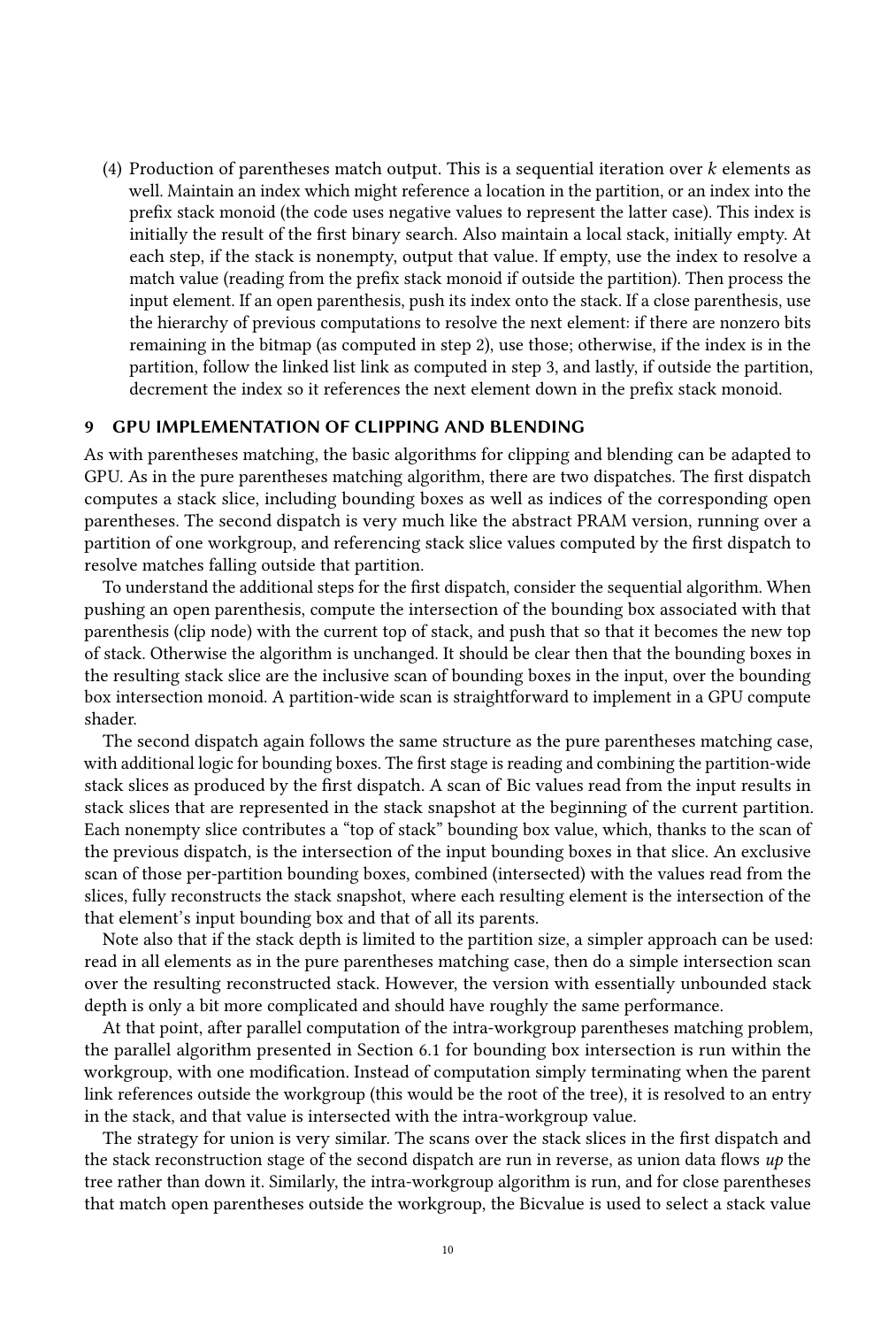(4) Production of parentheses match output. This is a sequential iteration over $k$ elements as well. Maintain an index which might reference a location in the partition, or an index into the prefix stack monoid (the code uses negative values to represent the latter case). This index is initially the result of the first binary search. Also maintain a local stack, initially empty. At each step, if the stack is nonempty, output that value. If empty, use the index to resolve a match value (reading from the prefix stack monoid if outside the partition). Then process the input element. If an open parenthesis, push its index onto the stack. If a close parenthesis, use the hierarchy of previous computations to resolve the next element: if there are nonzero bits remaining in the bitmap (as computed in step 2), use those; otherwise, if the index is in the partition, follow the linked list link as computed in step 3, and lastly, if outside the partition, decrement the index so it references the next element down in the prefix stack monoid.

## 9 GPU IMPLEMENTATION OF CLIPPING AND BLENDING

As with parentheses matching, the basic algorithms for clipping and blending can be adapted to GPU. As in the pure parentheses matching algorithm, there are two dispatches. The first dispatch computes a stack slice, including bounding boxes as well as indices of the corresponding open parentheses. The second dispatch is very much like the abstract PRAM version, running over a partition of one workgroup, and referencing stack slice values computed by the first dispatch to resolve matches falling outside that partition.

To understand the additional steps for the first dispatch, consider the sequential algorithm. When pushing an open parenthesis, compute the intersection of the bounding box associated with that parenthesis (clip node) with the current top of stack, and push that so that it becomes the new top of stack. Otherwise the algorithm is unchanged. It should be clear then that the bounding boxes in the resulting stack slice are the inclusive scan of bounding boxes in the input, over the bounding box intersection monoid. A partition-wide scan is straightforward to implement in a GPU compute shader.

The second dispatch again follows the same structure as the pure parentheses matching case, with additional logic for bounding boxes. The first stage is reading and combining the partition-wide stack slices as produced by the first dispatch. A scan of Bic values read from the input results in stack slices that are represented in the stack snapshot at the beginning of the current partition. Each nonempty slice contributes a "top of stack" bounding box value, which, thanks to the scan of the previous dispatch, is the intersection of the input bounding boxes in that slice. An exclusive scan of those per-partition bounding boxes, combined (intersected) with the values read from the slices, fully reconstructs the stack snapshot, where each resulting element is the intersection of the that element's input bounding box and that of all its parents.

Note also that if the stack depth is limited to the partition size, a simpler approach can be used: read in all elements as in the pure parentheses matching case, then do a simple intersection scan over the resulting reconstructed stack. However, the version with essentially unbounded stack depth is only a bit more complicated and should have roughly the same performance.

At that point, after parallel computation of the intra-workgroup parentheses matching problem, the parallel algorithm presented in Section 6.1 for bounding box intersection is run within the workgroup, with one modification. Instead of computation simply terminating when the parent link references outside the workgroup (this would be the root of the tree), it is resolved to an entry in the stack, and that value is intersected with the intra-workgroup value.

The strategy for union is very similar. The scans over the stack slices in the first dispatch and the stack reconstruction stage of the second dispatch are run in reverse, as union data flows *up* the tree rather than down it. Similarly, the intra-workgroup algorithm is run, and for close parentheses that match open parentheses outside the workgroup, the Bicvalue is used to select a stack value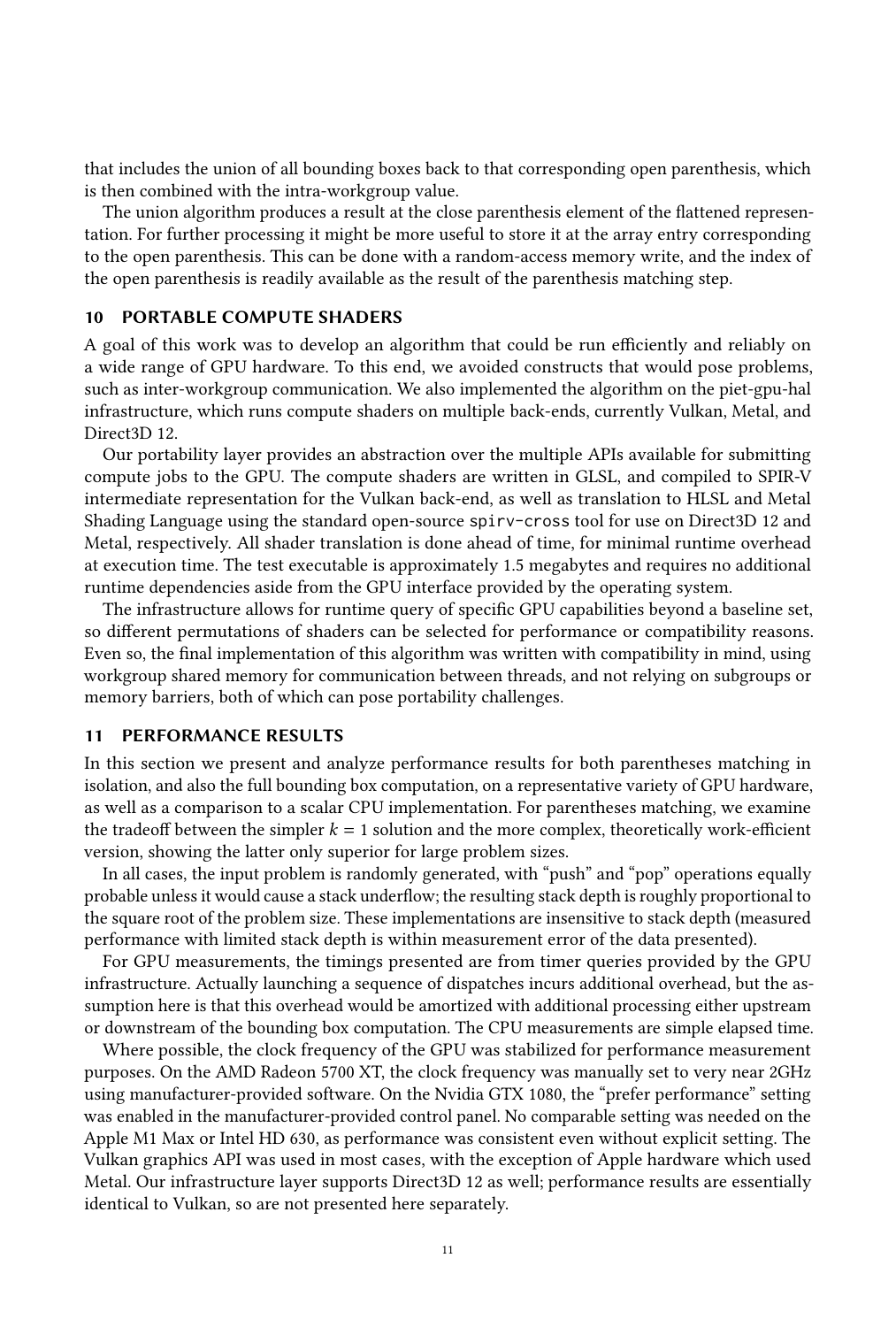that includes the union of all bounding boxes back to that corresponding open parenthesis, which is then combined with the intra-workgroup value.

The union algorithm produces a result at the close parenthesis element of the flattened representation. For further processing it might be more useful to store it at the array entry corresponding to the open parenthesis. This can be done with a random-access memory write, and the index of the open parenthesis is readily available as the result of the parenthesis matching step.

## 10 PORTABLE COMPUTE SHADERS

A goal of this work was to develop an algorithm that could be run efficiently and reliably on a wide range of GPU hardware. To this end, we avoided constructs that would pose problems, such as inter-workgroup communication. We also implemented the algorithm on the piet-gpu-hal infrastructure, which runs compute shaders on multiple back-ends, currently Vulkan, Metal, and Direct3D 12.

Our portability layer provides an abstraction over the multiple APIs available for submitting compute jobs to the GPU. The compute shaders are written in GLSL, and compiled to SPIR-V intermediate representation for the Vulkan back-end, as well as translation to HLSL and Metal Shading Language using the standard open-source `spirv-cross` tool for use on Direct3D 12 and Metal, respectively. All shader translation is done ahead of time, for minimal runtime overhead at execution time. The test executable is approximately 1.5 megabytes and requires no additional runtime dependencies aside from the GPU interface provided by the operating system.

The infrastructure allows for runtime query of specific GPU capabilities beyond a baseline set, so different permutations of shaders can be selected for performance or compatibility reasons. Even so, the final implementation of this algorithm was written with compatibility in mind, using workgroup shared memory for communication between threads, and not relying on subgroups or memory barriers, both of which can pose portability challenges.

## 11 PERFORMANCE RESULTS

In this section we present and analyze performance results for both parentheses matching in isolation, and also the full bounding box computation, on a representative variety of GPU hardware, as well as a comparison to a scalar CPU implementation. For parentheses matching, we examine the tradeoff between the simpler $k = 1$ solution and the more complex, theoretically work-efficient version, showing the latter only superior for large problem sizes.

In all cases, the input problem is randomly generated, with "push" and "pop" operations equally probable unless it would cause a stack underflow; the resulting stack depth is roughly proportional to the square root of the problem size. These implementations are insensitive to stack depth (measured performance with limited stack depth is within measurement error of the data presented).

For GPU measurements, the timings presented are from timer queries provided by the GPU infrastructure. Actually launching a sequence of dispatches incurs additional overhead, but the assumption here is that this overhead would be amortized with additional processing either upstream or downstream of the bounding box computation. The CPU measurements are simple elapsed time.

Where possible, the clock frequency of the GPU was stabilized for performance measurement purposes. On the AMD Radeon 5700 XT, the clock frequency was manually set to very near 2GHz using manufacturer-provided software. On the Nvidia GTX 1080, the "prefer performance" setting was enabled in the manufacturer-provided control panel. No comparable setting was needed on the Apple M1 Max or Intel HD 630, as performance was consistent even without explicit setting. The Vulkan graphics API was used in most cases, with the exception of Apple hardware which used Metal. Our infrastructure layer supports Direct3D 12 as well; performance results are essentially identical to Vulkan, so are not presented here separately.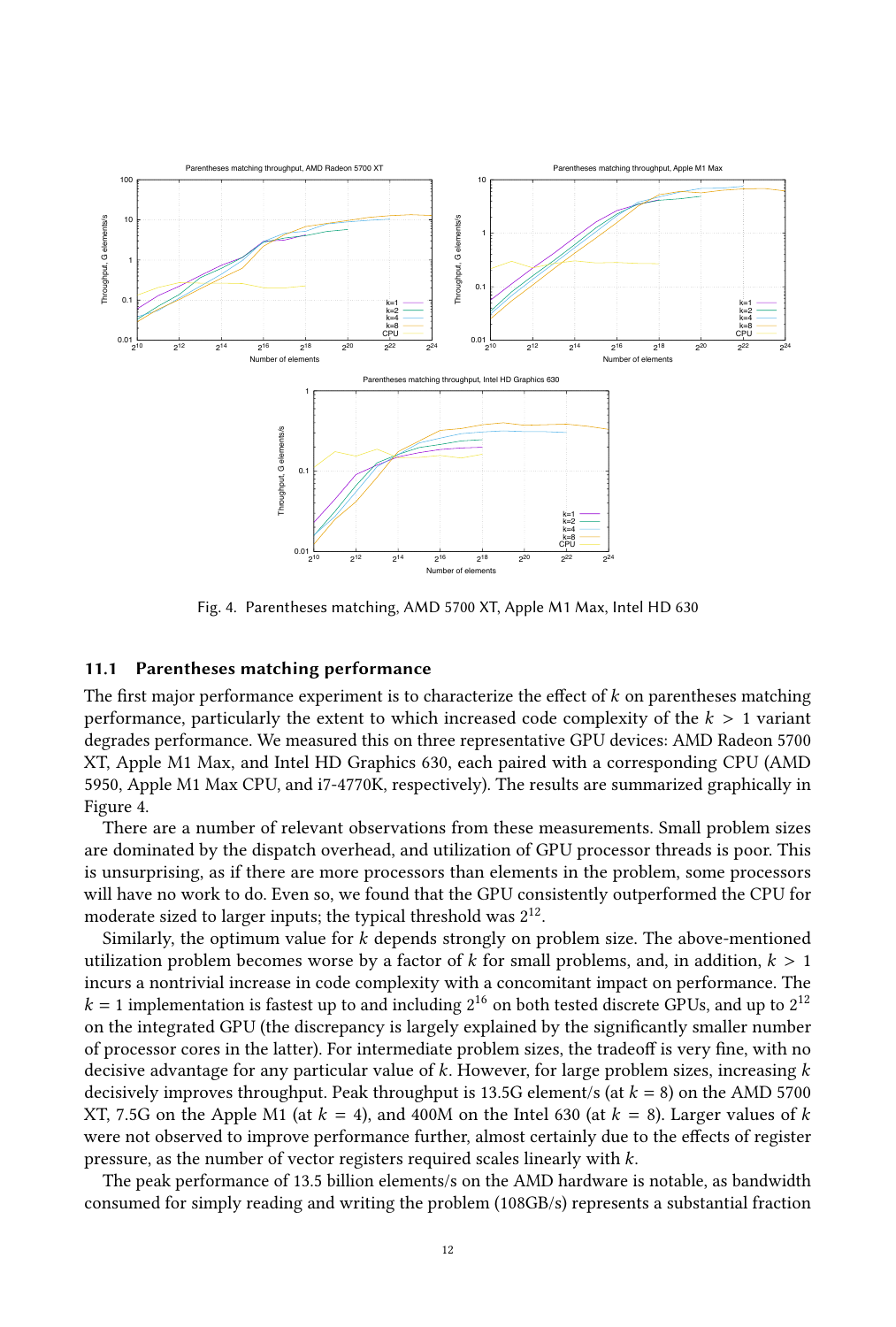Fig. 4. Parentheses matching, AMD 5700 XT, Apple M1 Max, Intel HD 630

### 11.1 Parentheses matching performance

The first major performance experiment is to characterize the effect of $k$ on parentheses matching performance, particularly the extent to which increased code complexity of the $k > 1$ variant degrades performance. We measured this on three representative GPU devices: AMD Radeon 5700 XT, Apple M1 Max, and Intel HD Graphics 630, each paired with a corresponding CPU (AMD 5950, Apple M1 Max CPU, and i7-4770K, respectively). The results are summarized graphically in Figure 4.

There are a number of relevant observations from these measurements. Small problem sizes are dominated by the dispatch overhead, and utilization of GPU processor threads is poor. This is unsurprising, as if there are more processors than elements in the problem, some processors will have no work to do. Even so, we found that the GPU consistently outperformed the CPU for moderate sized to larger inputs; the typical threshold was $2^{12}$.

Similarly, the optimum value for $k$ depends strongly on problem size. The above-mentioned utilization problem becomes worse by a factor of $k$ for small problems, and, in addition, $k > 1$ incurs a nontrivial increase in code complexity with a concomitant impact on performance. The $k = 1$ implementation is fastest up to and including $2^{16}$ on both tested discrete GPUs, and up to $2^{12}$ on the integrated GPU (the discrepancy is largely explained by the significantly smaller number of processor cores in the latter). For intermediate problem sizes, the tradeoff is very fine, with no decisive advantage for any particular value of $k$. However, for large problem sizes, increasing $k$ decisively improves throughput. Peak throughput is 13.5G element/s (at $k = 8$) on the AMD 5700 XT, 7.5G on the Apple M1 (at $k = 4$), and 400M on the Intel 630 (at $k = 8$). Larger values of $k$ were not observed to improve performance further, almost certainly due to the effects of register pressure, as the number of vector registers required scales linearly with $k$.

The peak performance of 13.5 billion elements/s on the AMD hardware is notable, as bandwidth consumed for simply reading and writing the problem (108GB/s) represents a substantial fraction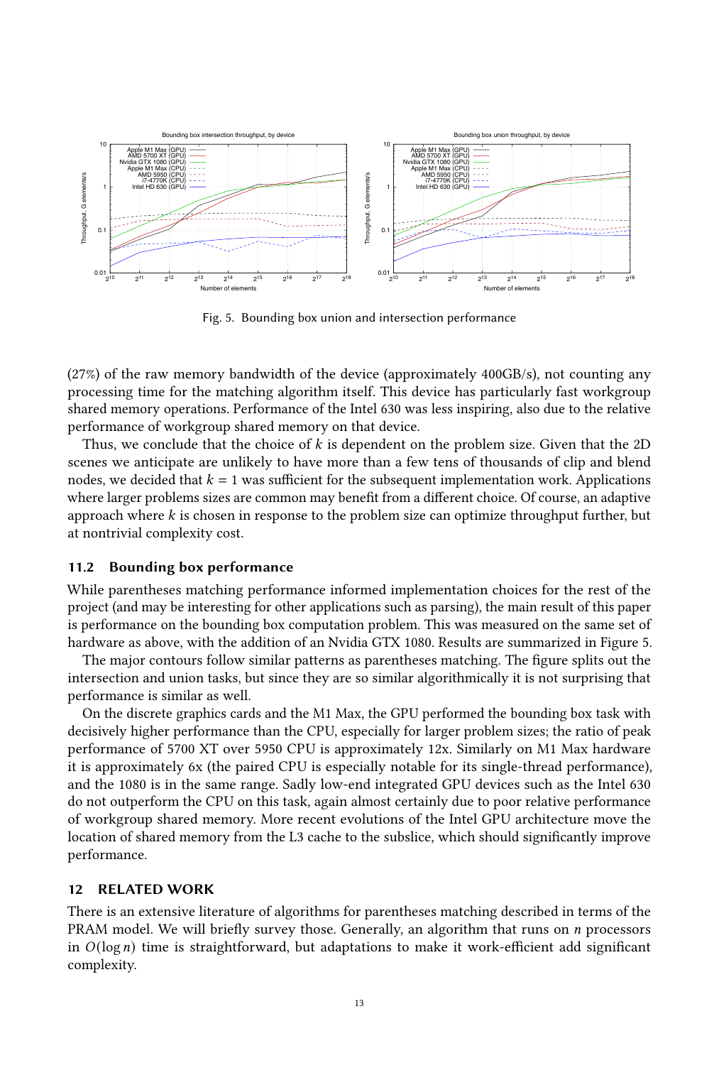Fig. 5. Bounding box union and intersection performance

(27%) of the raw memory bandwidth of the device (approximately 400GB/s), not counting any processing time for the matching algorithm itself. This device has particularly fast workgroup shared memory operations. Performance of the Intel 630 was less inspiring, also due to the relative performance of workgroup shared memory on that device.

Thus, we conclude that the choice of $k$ is dependent on the problem size. Given that the 2D scenes we anticipate are unlikely to have more than a few tens of thousands of clip and blend nodes, we decided that $k = 1$ was sufficient for the subsequent implementation work. Applications where larger problems sizes are common may benefit from a different choice. Of course, an adaptive approach where $k$ is chosen in response to the problem size can optimize throughput further, but at nontrivial complexity cost.

### 11.2 Bounding box performance

While parentheses matching performance informed implementation choices for the rest of the project (and may be interesting for other applications such as parsing), the main result of this paper is performance on the bounding box computation problem. This was measured on the same set of hardware as above, with the addition of an Nvidia GTX 1080. Results are summarized in Figure 5.

The major contours follow similar patterns as parentheses matching. The figure splits out the intersection and union tasks, but since they are so similar algorithmically it is not surprising that performance is similar as well.

On the discrete graphics cards and the M1 Max, the GPU performed the bounding box task with decisively higher performance than the CPU, especially for larger problem sizes; the ratio of peak performance of 5700 XT over 5950 CPU is approximately 12x. Similarly on M1 Max hardware it is approximately 6x (the paired CPU is especially notable for its single-thread performance), and the 1080 is in the same range. Sadly low-end integrated GPU devices such as the Intel 630 do not outperform the CPU on this task, again almost certainly due to poor relative performance of workgroup shared memory. More recent evolutions of the Intel GPU architecture move the location of shared memory from the L3 cache to the subslice, which should significantly improve performance.

## 12 RELATED WORK

There is an extensive literature of algorithms for parentheses matching described in terms of the PRAM model. We will briefly survey those. Generally, an algorithm that runs on $n$ processors in $O(\log n)$ time is straightforward, but adaptations to make it work-efficient add significant complexity.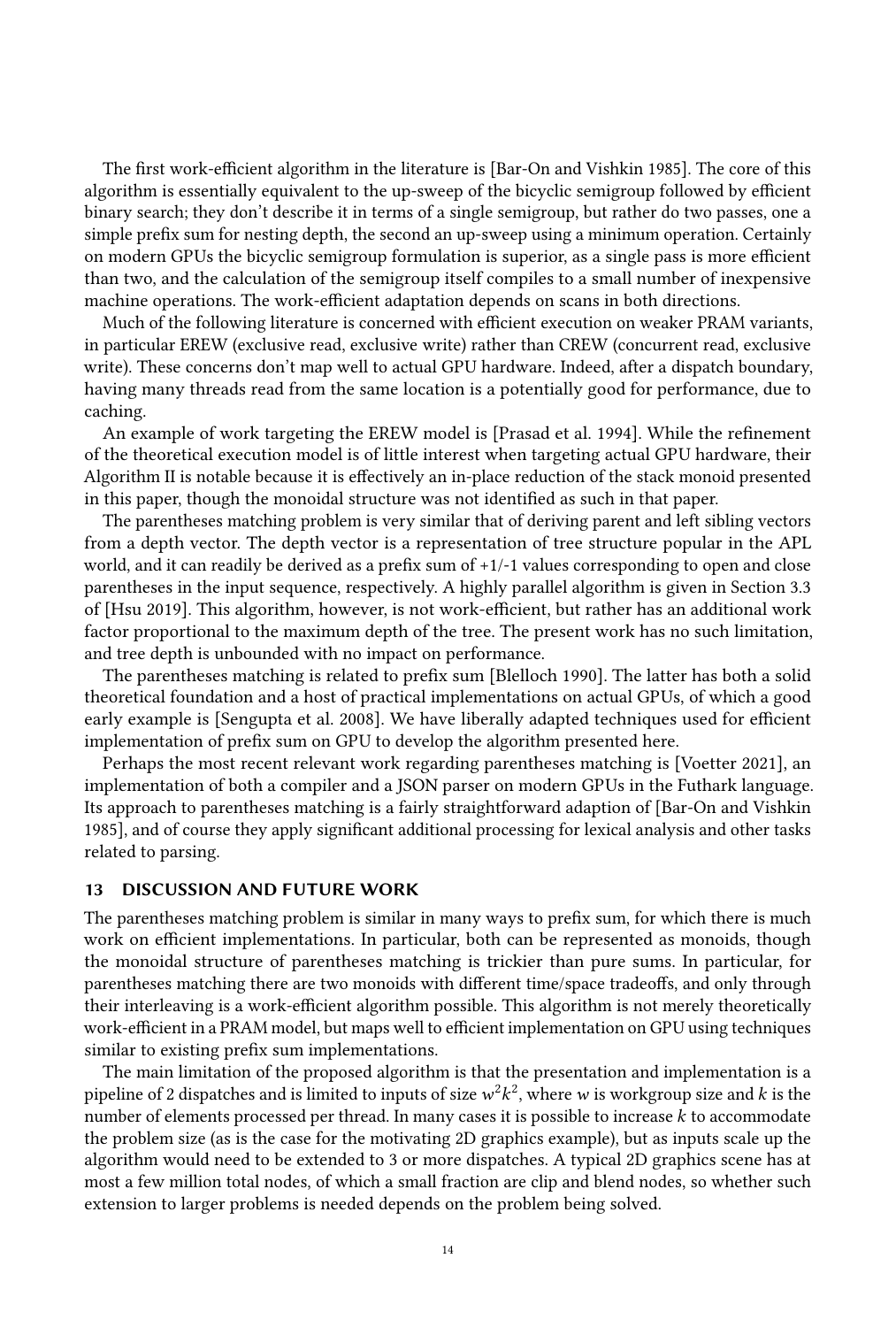The first work-efficient algorithm in the literature is [Bar-On and Vishkin 1985]. The core of this algorithm is essentially equivalent to the up-sweep of the bicyclic semigroup followed by efficient binary search; they don't describe it in terms of a single semigroup, but rather do two passes, one a simple prefix sum for nesting depth, the second an up-sweep using a minimum operation. Certainly on modern GPUs the bicyclic semigroup formulation is superior, as a single pass is more efficient than two, and the calculation of the semigroup itself compiles to a small number of inexpensive machine operations. The work-efficient adaptation depends on scans in both directions.

Much of the following literature is concerned with efficient execution on weaker PRAM variants, in particular EREW (exclusive read, exclusive write) rather than CREW (concurrent read, exclusive write). These concerns don't map well to actual GPU hardware. Indeed, after a dispatch boundary, having many threads read from the same location is a potentially good for performance, due to caching.

An example of work targeting the EREW model is [Prasad et al. 1994]. While the refinement of the theoretical execution model is of little interest when targeting actual GPU hardware, their Algorithm II is notable because it is effectively an in-place reduction of the stack monoid presented in this paper, though the monoidal structure was not identified as such in that paper.

The parentheses matching problem is very similar that of deriving parent and left sibling vectors from a depth vector. The depth vector is a representation of tree structure popular in the APL world, and it can readily be derived as a prefix sum of +1/-1 values corresponding to open and close parentheses in the input sequence, respectively. A highly parallel algorithm is given in Section 3.3 of [Hsu 2019]. This algorithm, however, is not work-efficient, but rather has an additional work factor proportional to the maximum depth of the tree. The present work has no such limitation, and tree depth is unbounded with no impact on performance.

The parentheses matching is related to prefix sum [Blelloch 1990]. The latter has both a solid theoretical foundation and a host of practical implementations on actual GPUs, of which a good early example is [Sengupta et al. 2008]. We have liberally adapted techniques used for efficient implementation of prefix sum on GPU to develop the algorithm presented here.

Perhaps the most recent relevant work regarding parentheses matching is [Voetter 2021], an implementation of both a compiler and a JSON parser on modern GPUs in the Futhark language. Its approach to parentheses matching is a fairly straightforward adaption of [Bar-On and Vishkin 1985], and of course they apply significant additional processing for lexical analysis and other tasks related to parsing.

## 13 DISCUSSION AND FUTURE WORK

The parentheses matching problem is similar in many ways to prefix sum, for which there is much work on efficient implementations. In particular, both can be represented as monoids, though the monoidal structure of parentheses matching is trickier than pure sums. In particular, for parentheses matching there are two monoids with different time/space tradeoffs, and only through their interleaving is a work-efficient algorithm possible. This algorithm is not merely theoretically work-efficient in a PRAM model, but maps well to efficient implementation on GPU using techniques similar to existing prefix sum implementations.

The main limitation of the proposed algorithm is that the presentation and implementation is a pipeline of 2 dispatches and is limited to inputs of size $w^2k^2$, where $w$ is workgroup size and $k$ is the number of elements processed per thread. In many cases it is possible to increase $k$ to accommodate the problem size (as is the case for the motivating 2D graphics example), but as inputs scale up the algorithm would need to be extended to 3 or more dispatches. A typical 2D graphics scene has at most a few million total nodes, of which a small fraction are clip and blend nodes, so whether such extension to larger problems is needed depends on the problem being solved.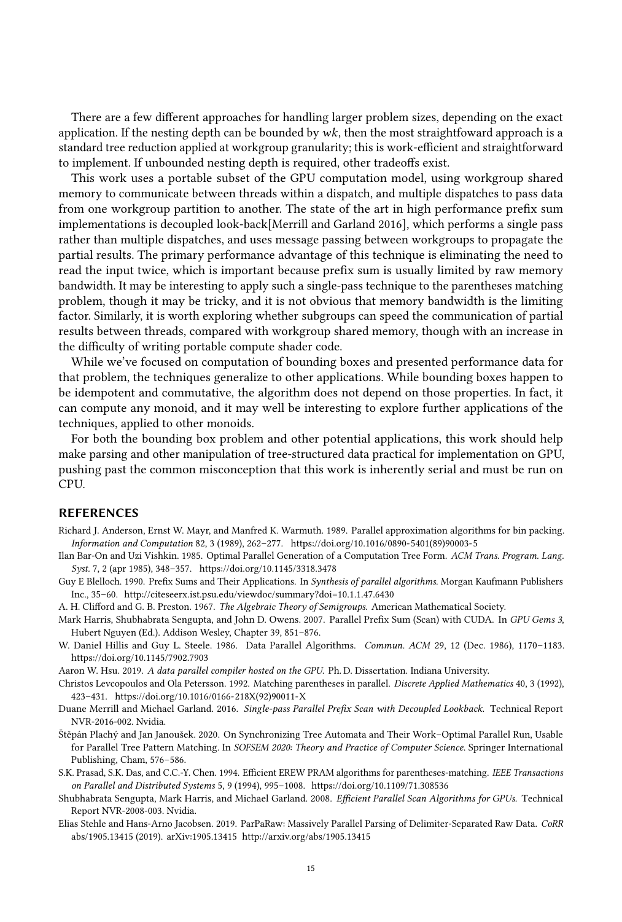There are a few different approaches for handling larger problem sizes, depending on the exact application. If the nesting depth can be bounded by $wk$, then the most straightfoward approach is a standard tree reduction applied at workgroup granularity; this is work-efficient and straightforward to implement. If unbounded nesting depth is required, other tradeoffs exist.

This work uses a portable subset of the GPU computation model, using workgroup shared memory to communicate between threads within a dispatch, and multiple dispatches to pass data from one workgroup partition to another. The state of the art in high performance prefix sum implementations is decoupled look-back[Merrill and Garland 2016], which performs a single pass rather than multiple dispatches, and uses message passing between workgroups to propagate the partial results. The primary performance advantage of this technique is eliminating the need to read the input twice, which is important because prefix sum is usually limited by raw memory bandwidth. It may be interesting to apply such a single-pass technique to the parentheses matching problem, though it may be tricky, and it is not obvious that memory bandwidth is the limiting factor. Similarly, it is worth exploring whether subgroups can speed the communication of partial results between threads, compared with workgroup shared memory, though with an increase in the difficulty of writing portable compute shader code.

While we've focused on computation of bounding boxes and presented performance data for that problem, the techniques generalize to other applications. While bounding boxes happen to be idempotent and commutative, the algorithm does not depend on those properties. In fact, it can compute any monoid, and it may well be interesting to explore further applications of the techniques, applied to other monoids.

For both the bounding box problem and other potential applications, this work should help make parsing and other manipulation of tree-structured data practical for implementation on GPU, pushing past the common misconception that this work is inherently serial and must be run on CPU.

## REFERENCES

Richard J. Anderson, Ernst W. Mayr, and Manfred K. Warmuth. 1989. Parallel approximation algorithms for bin packing. *Information and Computation* 82, 3 (1989), 262–277. https://doi.org/10.1016/0890-5401(89)90003-5

Ilan Bar-On and Uzi Vishkin. 1985. Optimal Parallel Generation of a Computation Tree Form. *ACM Trans. Program. Lang. Syst.* 7, 2 (apr 1985), 348–357. https://doi.org/10.1145/3318.3478

Guy E Blelloch. 1990. Prefix Sums and Their Applications. In *Synthesis of parallel algorithms*. Morgan Kaufmann Publishers Inc., 35–60. http://citeseerx.ist.psu.edu/viewdoc/summary?doi=10.1.1.47.6430

A. H. Clifford and G. B. Preston. 1967. *The Algebraic Theory of Semigroups.* American Mathematical Society.

Mark Harris, Shubhabrata Sengupta, and John D. Owens. 2007. Parallel Prefix Sum (Scan) with CUDA. In *GPU Gems 3*, Hubert Nguyen (Ed.). Addison Wesley, Chapter 39, 851–876.

W. Daniel Hillis and Guy L. Steele. 1986. Data Parallel Algorithms. *Commun. ACM* 29, 12 (Dec. 1986), 1170–1183. https://doi.org/10.1145/7902.7903

Aaron W. Hsu. 2019. *A data parallel compiler hosted on the GPU.* Ph. D. Dissertation. Indiana University.

Christos Levcopoulos and Ola Petersson. 1992. Matching parentheses in parallel. *Discrete Applied Mathematics* 40, 3 (1992), 423–431. https://doi.org/10.1016/0166-218X(92)90011-X

Duane Merrill and Michael Garland. 2016. *Single-pass Parallel Prefix Scan with Decoupled Lookback.* Technical Report NVR-2016-002. Nvidia.

Štěpán Plachý and Jan Janoušek. 2020. On Synchronizing Tree Automata and Their Work–Optimal Parallel Run, Usable for Parallel Tree Pattern Matching. In *SOFSEM 2020: Theory and Practice of Computer Science.* Springer International Publishing, Cham, 576–586.

S.K. Prasad, S.K. Das, and C.C.-Y. Chen. 1994. Efficient EREW PRAM algorithms for parentheses-matching. *IEEE Transactions on Parallel and Distributed Systems* 5, 9 (1994), 995–1008. https://doi.org/10.1109/71.308536

Shubhabrata Sengupta, Mark Harris, and Michael Garland. 2008. *Efficient Parallel Scan Algorithms for GPUs.* Technical Report NVR-2008-003. Nvidia.

Elias Stehle and Hans-Arno Jacobsen. 2019. ParPaRaw: Massively Parallel Parsing of Delimiter-Separated Raw Data. *CoRR* abs/1905.13415 (2019). arXiv:1905.13415 http://arxiv.org/abs/1905.13415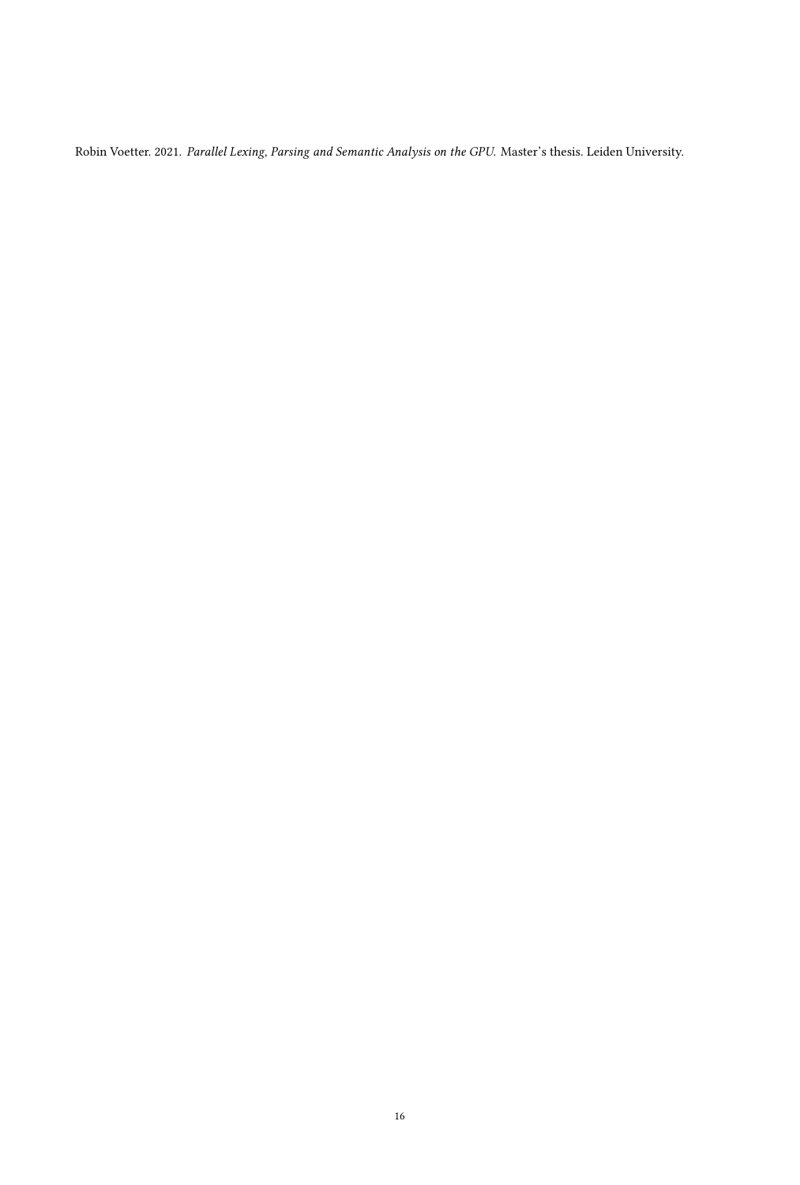Robin Voetter. 2021. *Parallel Lexing, Parsing and Semantic Analysis on the GPU.* Master's thesis. Leiden University.